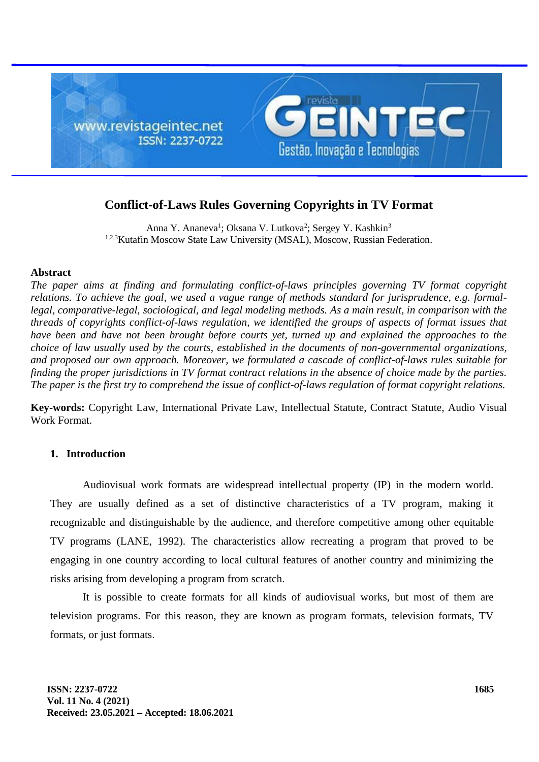# Conflict-of-Laws Rules Governing Copyrights in TV Format

Anna Y. Ananeva[1]; Oksana V. Lutkova[2]; Sergey Y. Kashkin[3]

[1,2,3]Kutafin Moscow State Law University (MSAL), Moscow, Russian Federation.

## Abstract

*The paper aims at finding and formulating conflict-of-laws principles governing TV format copyright relations. To achieve the goal, we used a vague range of methods standard for jurisprudence, e.g. formal-legal, comparative-legal, sociological, and legal modeling methods. As a main result, in comparison with the threads of copyrights conflict-of-laws regulation, we identified the groups of aspects of format issues that have been and have not been brought before courts yet, turned up and explained the approaches to the choice of law usually used by the courts, established in the documents of non-governmental organizations, and proposed our own approach. Moreover, we formulated a cascade of conflict-of-laws rules suitable for finding the proper jurisdictions in TV format contract relations in the absence of choice made by the parties. The paper is the first try to comprehend the issue of conflict-of-laws regulation of format copyright relations.*

**Key-words:** Copyright Law, International Private Law, Intellectual Statute, Contract Statute, Audio Visual Work Format.

## 1. Introduction

Audiovisual work formats are widespread intellectual property (IP) in the modern world. They are usually defined as a set of distinctive characteristics of a TV program, making it recognizable and distinguishable by the audience, and therefore competitive among other equitable TV programs (LANE, 1992). The characteristics allow recreating a program that proved to be engaging in one country according to local cultural features of another country and minimizing the risks arising from developing a program from scratch.

It is possible to create formats for all kinds of audiovisual works, but most of them are television programs. For this reason, they are known as program formats, television formats, TV formats, or just formats.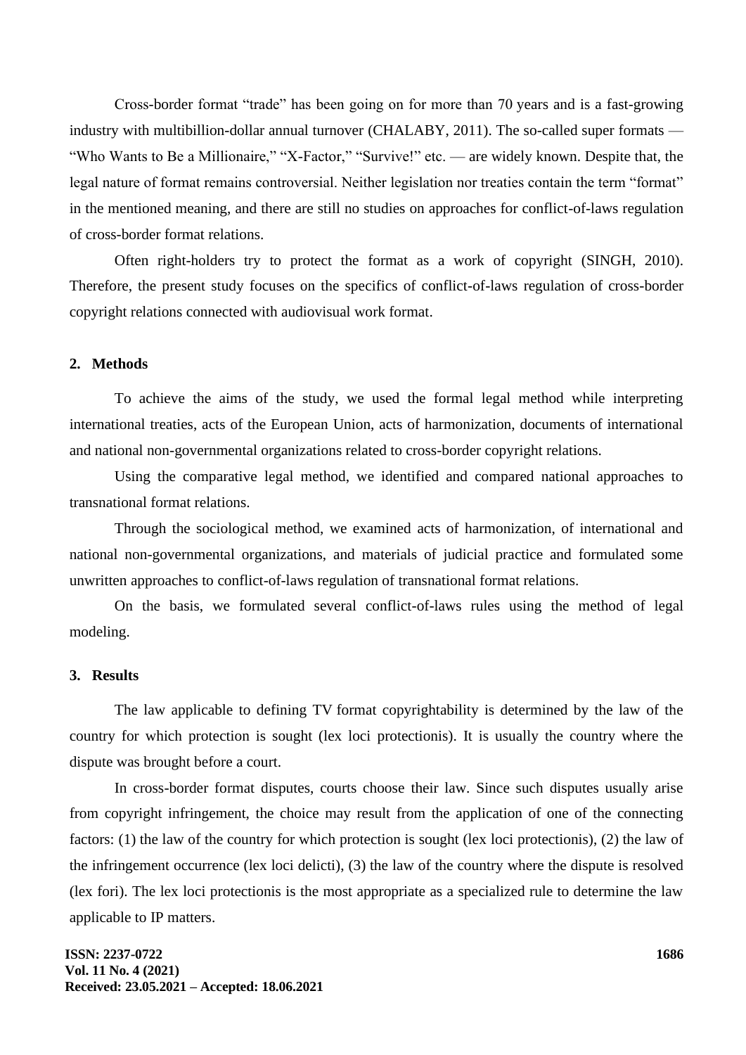Cross-border format “trade” has been going on for more than 70 years and is a fast-growing industry with multibillion-dollar annual turnover (CHALABY, 2011). The so-called super formats — “Who Wants to Be a Millionaire,” “X-Factor,” “Survive!” etc. — are widely known. Despite that, the legal nature of format remains controversial. Neither legislation nor treaties contain the term “format” in the mentioned meaning, and there are still no studies on approaches for conflict-of-laws regulation of cross-border format relations.

Often right-holders try to protect the format as a work of copyright (SINGH, 2010). Therefore, the present study focuses on the specifics of conflict-of-laws regulation of cross-border copyright relations connected with audiovisual work format.

## 2. Methods

To achieve the aims of the study, we used the formal legal method while interpreting international treaties, acts of the European Union, acts of harmonization, documents of international and national non-governmental organizations related to cross-border copyright relations.

Using the comparative legal method, we identified and compared national approaches to transnational format relations.

Through the sociological method, we examined acts of harmonization, of international and national non-governmental organizations, and materials of judicial practice and formulated some unwritten approaches to conflict-of-laws regulation of transnational format relations.

On the basis, we formulated several conflict-of-laws rules using the method of legal modeling.

## 3. Results

The law applicable to defining TV format copyrightability is determined by the law of the country for which protection is sought (lex loci protectionis). It is usually the country where the dispute was brought before a court.

In cross-border format disputes, courts choose their law. Since such disputes usually arise from copyright infringement, the choice may result from the application of one of the connecting factors: (1) the law of the country for which protection is sought (lex loci protectionis), (2) the law of the infringement occurrence (lex loci delicti), (3) the law of the country where the dispute is resolved (lex fori). The lex loci protectionis is the most appropriate as a specialized rule to determine the law applicable to IP matters.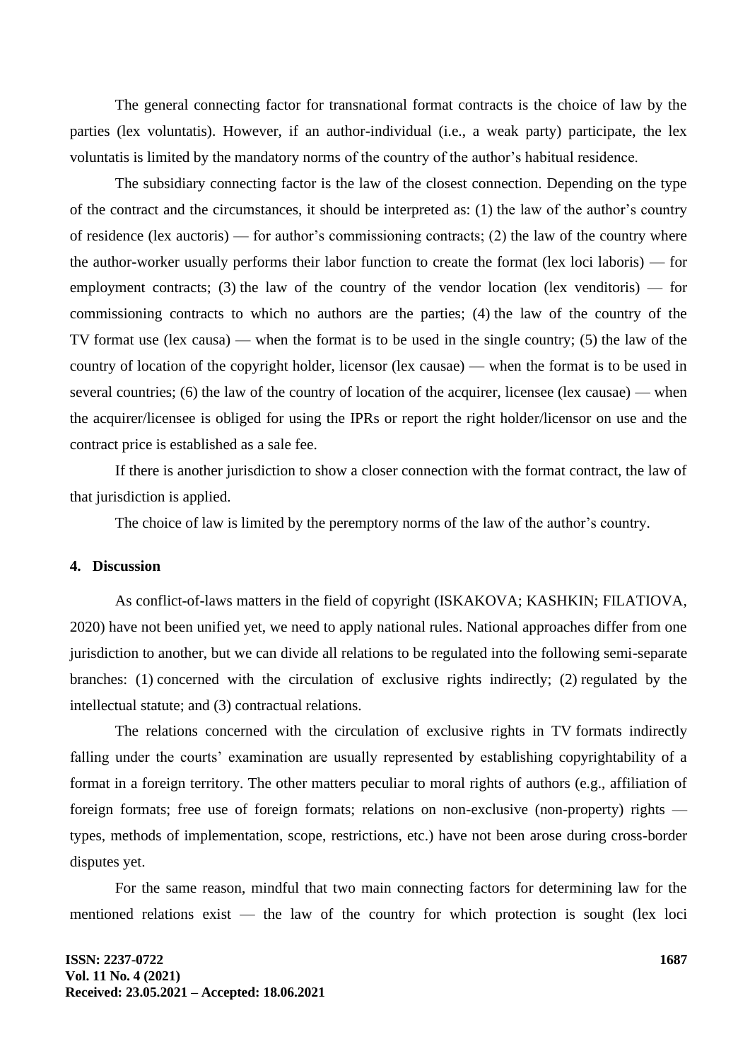The general connecting factor for transnational format contracts is the choice of law by the parties (lex voluntatis). However, if an author-individual (i.e., a weak party) participate, the lex voluntatis is limited by the mandatory norms of the country of the author's habitual residence.

The subsidiary connecting factor is the law of the closest connection. Depending on the type of the contract and the circumstances, it should be interpreted as: (1) the law of the author's country of residence (lex auctoris) — for author's commissioning contracts; (2) the law of the country where the author-worker usually performs their labor function to create the format (lex loci laboris) — for employment contracts; (3) the law of the country of the vendor location (lex venditoris) — for commissioning contracts to which no authors are the parties; (4) the law of the country of the TV format use (lex causa) — when the format is to be used in the single country; (5) the law of the country of location of the copyright holder, licensor (lex causae) — when the format is to be used in several countries; (6) the law of the country of location of the acquirer, licensee (lex causae) — when the acquirer/licensee is obliged for using the IPRs or report the right holder/licensor on use and the contract price is established as a sale fee.

If there is another jurisdiction to show a closer connection with the format contract, the law of that jurisdiction is applied.

The choice of law is limited by the peremptory norms of the law of the author's country.

## 4. Discussion

As conflict-of-laws matters in the field of copyright (ISKAKOVA; KASHKIN; FILATIOVA, 2020) have not been unified yet, we need to apply national rules. National approaches differ from one jurisdiction to another, but we can divide all relations to be regulated into the following semi-separate branches: (1) concerned with the circulation of exclusive rights indirectly; (2) regulated by the intellectual statute; and (3) contractual relations.

The relations concerned with the circulation of exclusive rights in TV formats indirectly falling under the courts' examination are usually represented by establishing copyrightability of a format in a foreign territory. The other matters peculiar to moral rights of authors (e.g., affiliation of foreign formats; free use of foreign formats; relations on non-exclusive (non-property) rights — types, methods of implementation, scope, restrictions, etc.) have not been arose during cross-border disputes yet.

For the same reason, mindful that two main connecting factors for determining law for the mentioned relations exist — the law of the country for which protection is sought (lex loci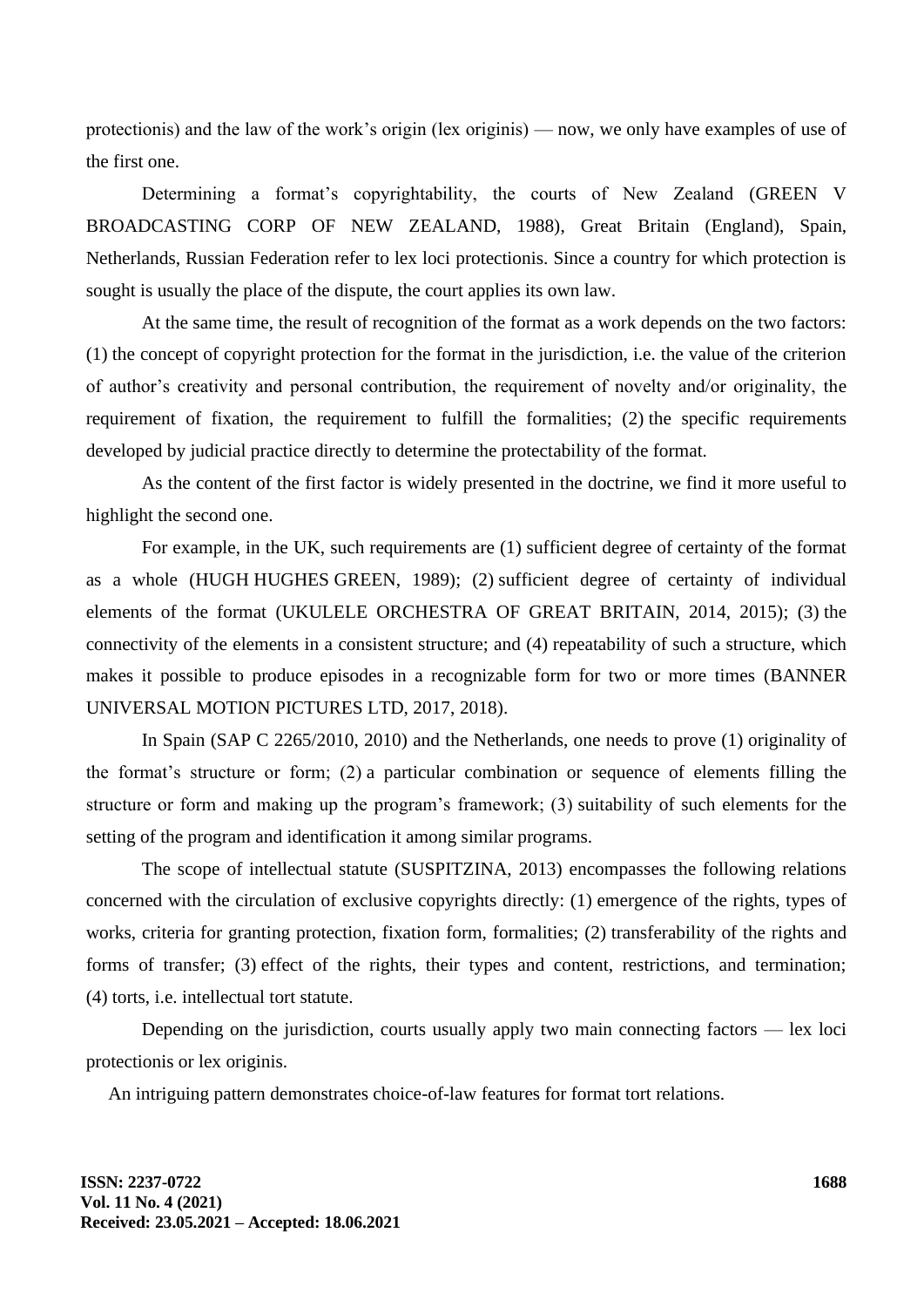protectionis) and the law of the work's origin (lex originis) — now, we only have examples of use of the first one.

Determining a format's copyrightability, the courts of New Zealand (GREEN V BROADCASTING CORP OF NEW ZEALAND, 1988), Great Britain (England), Spain, Netherlands, Russian Federation refer to lex loci protectionis. Since a country for which protection is sought is usually the place of the dispute, the court applies its own law.

At the same time, the result of recognition of the format as a work depends on the two factors: (1) the concept of copyright protection for the format in the jurisdiction, i.e. the value of the criterion of author's creativity and personal contribution, the requirement of novelty and/or originality, the requirement of fixation, the requirement to fulfill the formalities; (2) the specific requirements developed by judicial practice directly to determine the protectability of the format.

As the content of the first factor is widely presented in the doctrine, we find it more useful to highlight the second one.

For example, in the UK, such requirements are (1) sufficient degree of certainty of the format as a whole (HUGH HUGHES GREEN, 1989); (2) sufficient degree of certainty of individual elements of the format (UKULELE ORCHESTRA OF GREAT BRITAIN, 2014, 2015); (3) the connectivity of the elements in a consistent structure; and (4) repeatability of such a structure, which makes it possible to produce episodes in a recognizable form for two or more times (BANNER UNIVERSAL MOTION PICTURES LTD, 2017, 2018).

In Spain (SAP C 2265/2010, 2010) and the Netherlands, one needs to prove (1) originality of the format's structure or form; (2) a particular combination or sequence of elements filling the structure or form and making up the program's framework; (3) suitability of such elements for the setting of the program and identification it among similar programs.

The scope of intellectual statute (SUSPITZINA, 2013) encompasses the following relations concerned with the circulation of exclusive copyrights directly: (1) emergence of the rights, types of works, criteria for granting protection, fixation form, formalities; (2) transferability of the rights and forms of transfer; (3) effect of the rights, their types and content, restrictions, and termination; (4) torts, i.e. intellectual tort statute.

Depending on the jurisdiction, courts usually apply two main connecting factors — lex loci protectionis or lex originis.

An intriguing pattern demonstrates choice-of-law features for format tort relations.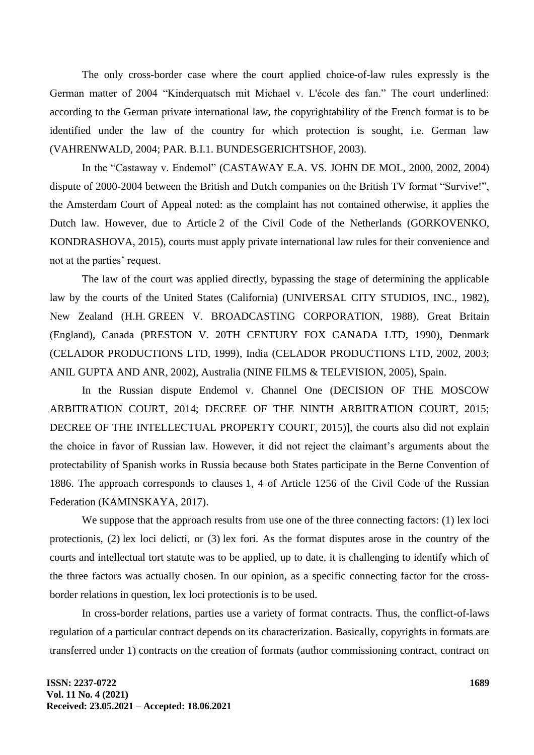The only cross-border case where the court applied choice-of-law rules expressly is the German matter of 2004 "Kinderquatsch mit Michael v. L'école des fan." The court underlined: according to the German private international law, the copyrightability of the French format is to be identified under the law of the country for which protection is sought, i.e. German law (VAHRENWALD, 2004; PAR. B.I.1. BUNDESGERICHTSHOF, 2003).

In the "Castaway v. Endemol" (CASTAWAY E.A. VS. JOHN DE MOL, 2000, 2002, 2004) dispute of 2000-2004 between the British and Dutch companies on the British TV format "Survive!", the Amsterdam Court of Appeal noted: as the complaint has not contained otherwise, it applies the Dutch law. However, due to Article 2 of the Civil Code of the Netherlands (GORKOVENKO, KONDRASHOVA, 2015), courts must apply private international law rules for their convenience and not at the parties' request.

The law of the court was applied directly, bypassing the stage of determining the applicable law by the courts of the United States (California) (UNIVERSAL CITY STUDIOS, INC., 1982), New Zealand (H.H. GREEN V. BROADCASTING CORPORATION, 1988), Great Britain (England), Canada (PRESTON V. 20TH CENTURY FOX CANADA LTD, 1990), Denmark (CELADOR PRODUCTIONS LTD, 1999), India (CELADOR PRODUCTIONS LTD, 2002, 2003; ANIL GUPTA AND ANR, 2002), Australia (NINE FILMS & TELEVISION, 2005), Spain.

In the Russian dispute Endemol v. Channel One (DECISION OF THE MOSCOW ARBITRATION COURT, 2014; DECREE OF THE NINTH ARBITRATION COURT, 2015; DECREE OF THE INTELLECTUAL PROPERTY COURT, 2015)], the courts also did not explain the choice in favor of Russian law. However, it did not reject the claimant's arguments about the protectability of Spanish works in Russia because both States participate in the Berne Convention of 1886. The approach corresponds to clauses 1, 4 of Article 1256 of the Civil Code of the Russian Federation (KAMINSKAYA, 2017).

We suppose that the approach results from use one of the three connecting factors: (1) lex loci protectionis, (2) lex loci delicti, or (3) lex fori. As the format disputes arose in the country of the courts and intellectual tort statute was to be applied, up to date, it is challenging to identify which of the three factors was actually chosen. In our opinion, as a specific connecting factor for the cross-border relations in question, lex loci protectionis is to be used.

In cross-border relations, parties use a variety of format contracts. Thus, the conflict-of-laws regulation of a particular contract depends on its characterization. Basically, copyrights in formats are transferred under 1) contracts on the creation of formats (author commissioning contract, contract on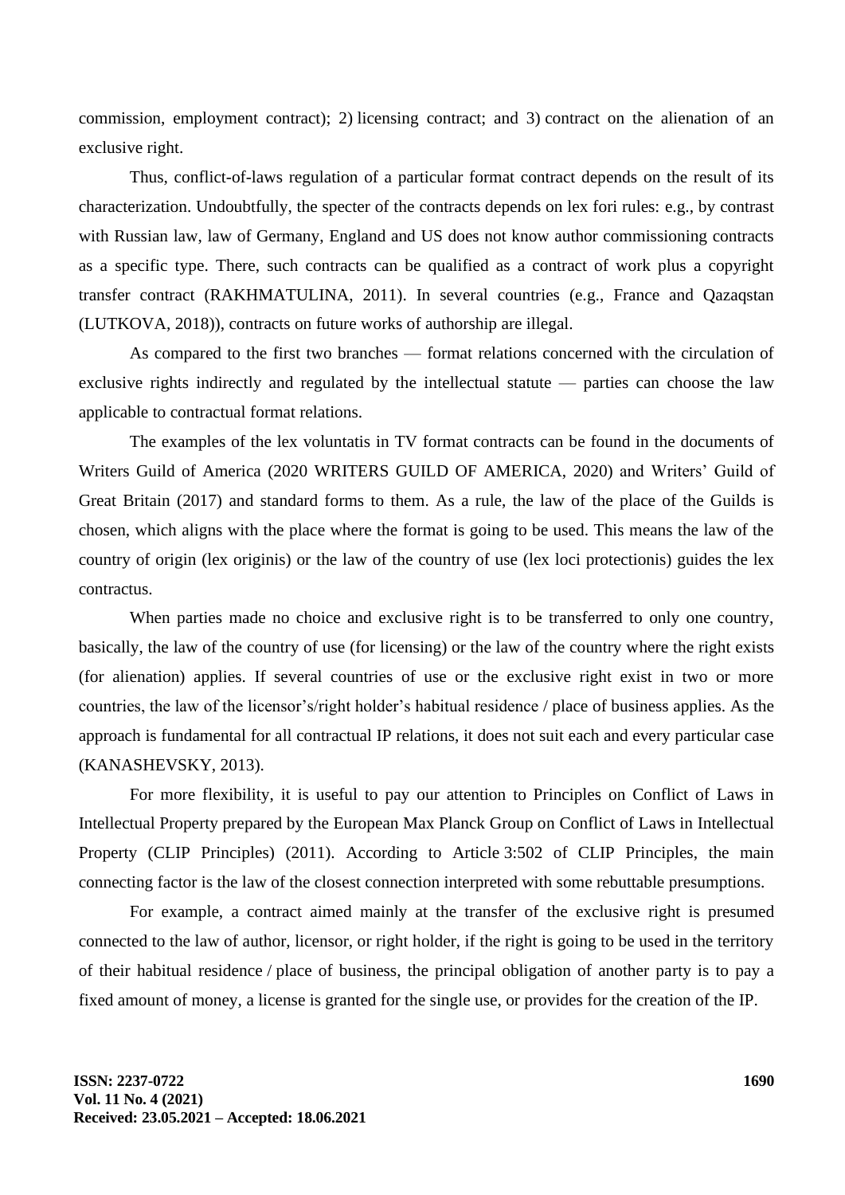commission, employment contract); 2) licensing contract; and 3) contract on the alienation of an exclusive right.

Thus, conflict-of-laws regulation of a particular format contract depends on the result of its characterization. Undoubtfully, the specter of the contracts depends on lex fori rules: e.g., by contrast with Russian law, law of Germany, England and US does not know author commissioning contracts as a specific type. There, such contracts can be qualified as a contract of work plus a copyright transfer contract (RAKHMATULINA, 2011). In several countries (e.g., France and Qazaqstan (LUTKOVA, 2018)), contracts on future works of authorship are illegal.

As compared to the first two branches — format relations concerned with the circulation of exclusive rights indirectly and regulated by the intellectual statute — parties can choose the law applicable to contractual format relations.

The examples of the lex voluntatis in TV format contracts can be found in the documents of Writers Guild of America (2020 WRITERS GUILD OF AMERICA, 2020) and Writers' Guild of Great Britain (2017) and standard forms to them. As a rule, the law of the place of the Guilds is chosen, which aligns with the place where the format is going to be used. This means the law of the country of origin (lex originis) or the law of the country of use (lex loci protectionis) guides the lex contractus.

When parties made no choice and exclusive right is to be transferred to only one country, basically, the law of the country of use (for licensing) or the law of the country where the right exists (for alienation) applies. If several countries of use or the exclusive right exist in two or more countries, the law of the licensor's/right holder's habitual residence / place of business applies. As the approach is fundamental for all contractual IP relations, it does not suit each and every particular case (KANASHEVSKY, 2013).

For more flexibility, it is useful to pay our attention to Principles on Conflict of Laws in Intellectual Property prepared by the European Max Planck Group on Conflict of Laws in Intellectual Property (CLIP Principles) (2011). According to Article 3:502 of CLIP Principles, the main connecting factor is the law of the closest connection interpreted with some rebuttable presumptions.

For example, a contract aimed mainly at the transfer of the exclusive right is presumed connected to the law of author, licensor, or right holder, if the right is going to be used in the territory of their habitual residence / place of business, the principal obligation of another party is to pay a fixed amount of money, a license is granted for the single use, or provides for the creation of the IP.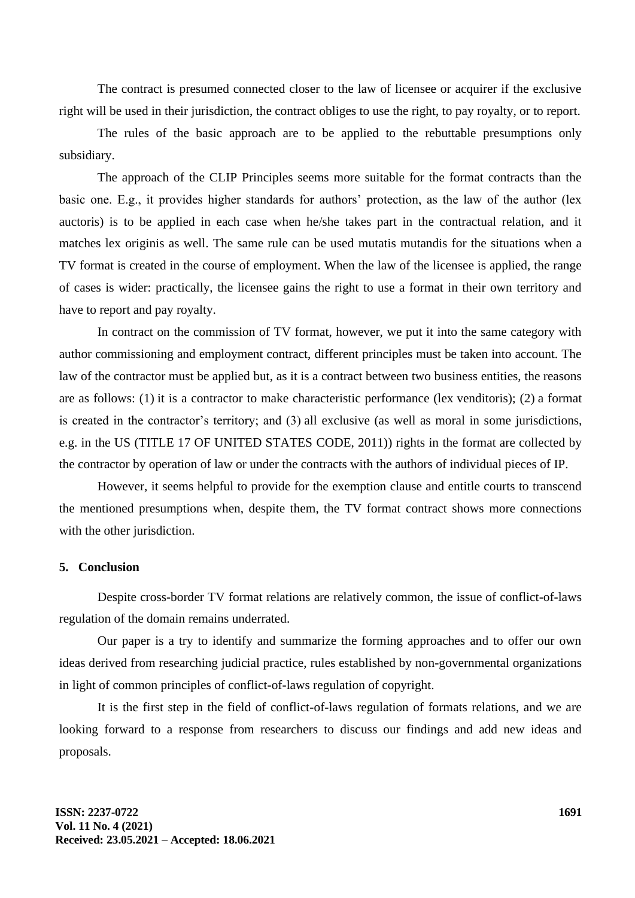The contract is presumed connected closer to the law of licensee or acquirer if the exclusive right will be used in their jurisdiction, the contract obliges to use the right, to pay royalty, or to report.

The rules of the basic approach are to be applied to the rebuttable presumptions only subsidiary.

The approach of the CLIP Principles seems more suitable for the format contracts than the basic one. E.g., it provides higher standards for authors' protection, as the law of the author (lex auctoris) is to be applied in each case when he/she takes part in the contractual relation, and it matches lex originis as well. The same rule can be used mutatis mutandis for the situations when a TV format is created in the course of employment. When the law of the licensee is applied, the range of cases is wider: practically, the licensee gains the right to use a format in their own territory and have to report and pay royalty.

In contract on the commission of TV format, however, we put it into the same category with author commissioning and employment contract, different principles must be taken into account. The law of the contractor must be applied but, as it is a contract between two business entities, the reasons are as follows: (1) it is a contractor to make characteristic performance (lex venditoris); (2) a format is created in the contractor's territory; and (3) all exclusive (as well as moral in some jurisdictions, e.g. in the US (TITLE 17 OF UNITED STATES CODE, 2011)) rights in the format are collected by the contractor by operation of law or under the contracts with the authors of individual pieces of IP.

However, it seems helpful to provide for the exemption clause and entitle courts to transcend the mentioned presumptions when, despite them, the TV format contract shows more connections with the other jurisdiction.

## 5. Conclusion

Despite cross-border TV format relations are relatively common, the issue of conflict-of-laws regulation of the domain remains underrated.

Our paper is a try to identify and summarize the forming approaches and to offer our own ideas derived from researching judicial practice, rules established by non-governmental organizations in light of common principles of conflict-of-laws regulation of copyright.

It is the first step in the field of conflict-of-laws regulation of formats relations, and we are looking forward to a response from researchers to discuss our findings and add new ideas and proposals.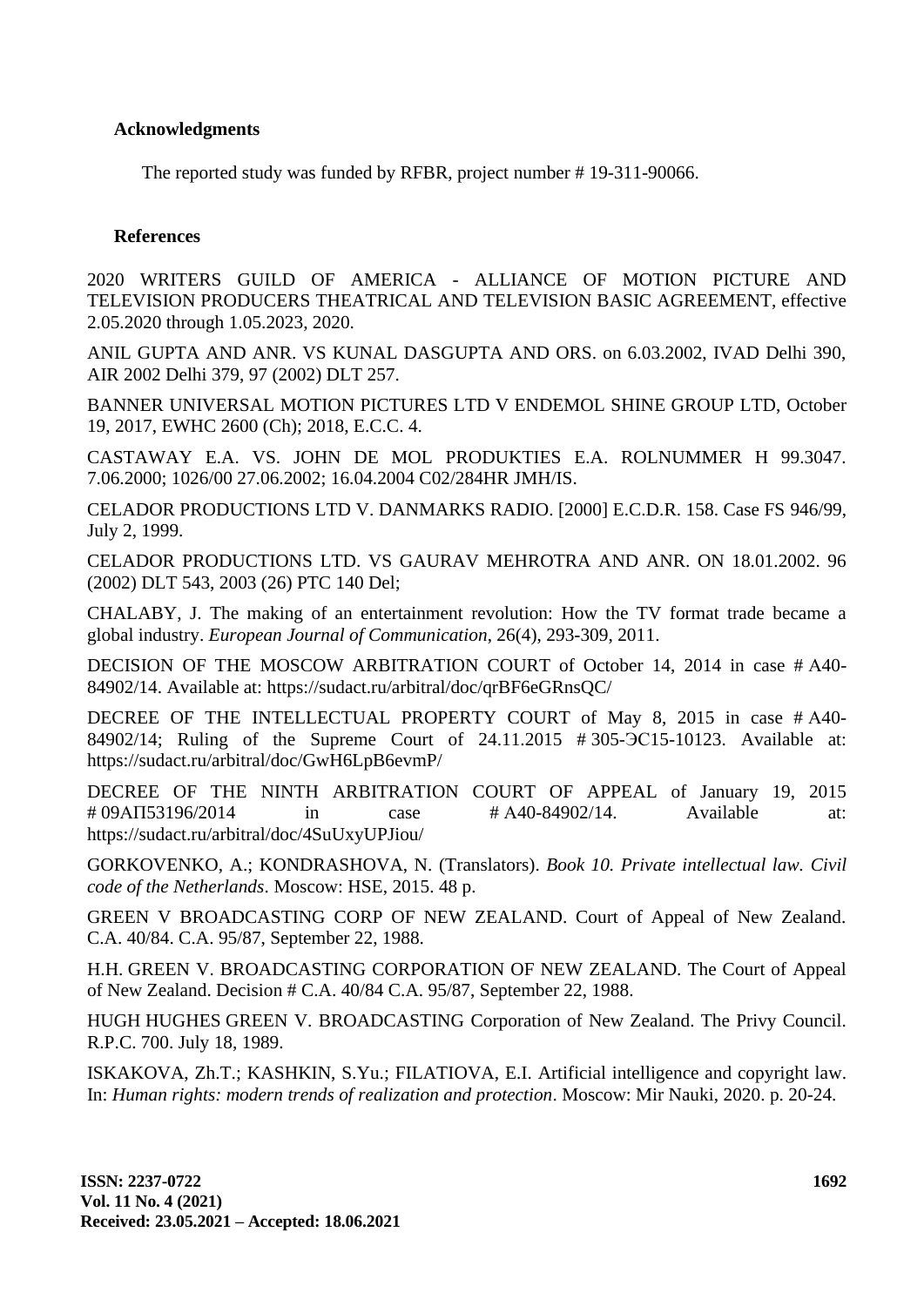## Acknowledgments

The reported study was funded by RFBR, project number # 19-311-90066.

## References

2020 WRITERS GUILD OF AMERICA - ALLIANCE OF MOTION PICTURE AND TELEVISION PRODUCERS THEATRICAL AND TELEVISION BASIC AGREEMENT, effective 2.05.2020 through 1.05.2023, 2020.

ANIL GUPTA AND ANR. VS KUNAL DASGUPTA AND ORS. on 6.03.2002, IVAD Delhi 390, AIR 2002 Delhi 379, 97 (2002) DLT 257.

BANNER UNIVERSAL MOTION PICTURES LTD V ENDEMOL SHINE GROUP LTD, October 19, 2017, EWHC 2600 (Ch); 2018, E.C.C. 4.

CASTAWAY E.A. VS. JOHN DE MOL PRODUKTIES E.A. ROLNUMMER H 99.3047. 7.06.2000; 1026/00 27.06.2002; 16.04.2004 C02/284HR JMH/IS.

CELADOR PRODUCTIONS LTD V. DANMARKS RADIO. [2000] E.C.D.R. 158. Case FS 946/99, July 2, 1999.

CELADOR PRODUCTIONS LTD. VS GAURAV MEHROTRA AND ANR. ON 18.01.2002. 96 (2002) DLT 543, 2003 (26) PTC 140 Del;

CHALABY, J. The making of an entertainment revolution: How the TV format trade became a global industry. *European Journal of Communication*, 26(4), 293-309, 2011.

DECISION OF THE MOSCOW ARBITRATION COURT of October 14, 2014 in case # A40-84902/14. Available at: https://sudact.ru/arbitral/doc/qrBF6eGRnsQC/

DECREE OF THE INTELLECTUAL PROPERTY COURT of May 8, 2015 in case # A40-84902/14; Ruling of the Supreme Court of 24.11.2015 # 305-ЭС15-10123. Available at: https://sudact.ru/arbitral/doc/GwH6LpB6evmP/

DECREE OF THE NINTH ARBITRATION COURT OF APPEAL of January 19, 2015 # 09АП53196/2014 in case # A40-84902/14. Available at: https://sudact.ru/arbitral/doc/4SuUxyUPJiou/

GORKOVENKO, A.; KONDRASHOVA, N. (Translators). *Book 10. Private intellectual law. Civil code of the Netherlands*. Moscow: HSE, 2015. 48 p.

GREEN V BROADCASTING CORP OF NEW ZEALAND. Court of Appeal of New Zealand. C.A. 40/84. C.A. 95/87, September 22, 1988.

H.H. GREEN V. BROADCASTING CORPORATION OF NEW ZEALAND. The Court of Appeal of New Zealand. Decision # C.A. 40/84 C.A. 95/87, September 22, 1988.

HUGH HUGHES GREEN V. BROADCASTING Corporation of New Zealand. The Privy Council. R.P.C. 700. July 18, 1989.

ISKAKOVA, Zh.T.; KASHKIN, S.Yu.; FILATIOVA, E.I. Artificial intelligence and copyright law. In: *Human rights: modern trends of realization and protection*. Moscow: Mir Nauki, 2020. p. 20-24.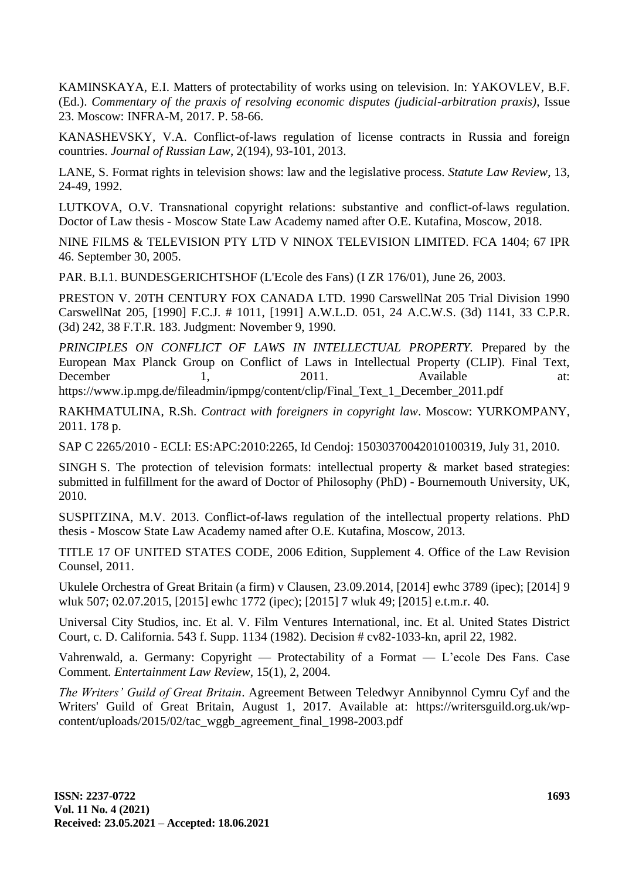KAMINSKAYA, E.I. Matters of protectability of works using on television. In: YAKOVLEV, B.F. (Ed.). *Commentary of the praxis of resolving economic disputes (judicial-arbitration praxis)*, Issue 23. Moscow: INFRA-M, 2017. P. 58-66.

KANASHEVSKY, V.A. Conflict-of-laws regulation of license contracts in Russia and foreign countries. *Journal of Russian Law*, 2(194), 93-101, 2013.

LANE, S. Format rights in television shows: law and the legislative process. *Statute Law Review*, 13, 24-49, 1992.

LUTKOVA, O.V. Transnational copyright relations: substantive and conflict-of-laws regulation. Doctor of Law thesis - Moscow State Law Academy named after O.E. Kutafina, Moscow, 2018.

NINE FILMS & TELEVISION PTY LTD V NINOX TELEVISION LIMITED. FCA 1404; 67 IPR 46. September 30, 2005.

PAR. B.I.1. BUNDESGERICHTSHOF (L'Ecole des Fans) (I ZR 176/01), June 26, 2003.

PRESTON V. 20TH CENTURY FOX CANADA LTD. 1990 CarswellNat 205 Trial Division 1990 CarswellNat 205, [1990] F.C.J. # 1011, [1991] A.W.L.D. 051, 24 A.C.W.S. (3d) 1141, 33 C.P.R. (3d) 242, 38 F.T.R. 183. Judgment: November 9, 1990.

*PRINCIPLES ON CONFLICT OF LAWS IN INTELLECTUAL PROPERTY*. Prepared by the European Max Planck Group on Conflict of Laws in Intellectual Property (CLIP). Final Text, December 1, 2011. Available at: https://www.ip.mpg.de/fileadmin/ipmpg/content/clip/Final_Text_1_December_2011.pdf

RAKHMATULINA, R.Sh. *Contract with foreigners in copyright law*. Moscow: YURKOMPANY, 2011. 178 p.

SAP C 2265/2010 - ECLI: ES:APC:2010:2265, Id Cendoj: 15030370042010100319, July 31, 2010.

SINGH S. The protection of television formats: intellectual property & market based strategies: submitted in fulfillment for the award of Doctor of Philosophy (PhD) - Bournemouth University, UK, 2010.

SUSPITZINA, M.V. 2013. Conflict-of-laws regulation of the intellectual property relations. PhD thesis - Moscow State Law Academy named after O.E. Kutafina, Moscow, 2013.

TITLE 17 OF UNITED STATES CODE, 2006 Edition, Supplement 4. Office of the Law Revision Counsel, 2011.

Ukulele Orchestra of Great Britain (a firm) v Clausen, 23.09.2014, [2014] ewhc 3789 (ipec); [2014] 9 wluk 507; 02.07.2015, [2015] ewhc 1772 (ipec); [2015] 7 wluk 49; [2015] e.t.m.r. 40.

Universal City Studios, inc. Et al. V. Film Ventures International, inc. Et al. United States District Court, c. D. California. 543 f. Supp. 1134 (1982). Decision # cv82-1033-kn, april 22, 1982.

Vahrenwald, a. Germany: Copyright — Protectability of a Format — L'ecole Des Fans. Case Comment. *Entertainment Law Review*, 15(1), 2, 2004.

*The Writers' Guild of Great Britain*. Agreement Between Teledwyr Annibynnol Cymru Cyf and the Writers' Guild of Great Britain, August 1, 2017. Available at: https://writersguild.org.uk/wp-content/uploads/2015/02/tac_wggb_agreement_final_1998-2003.pdf